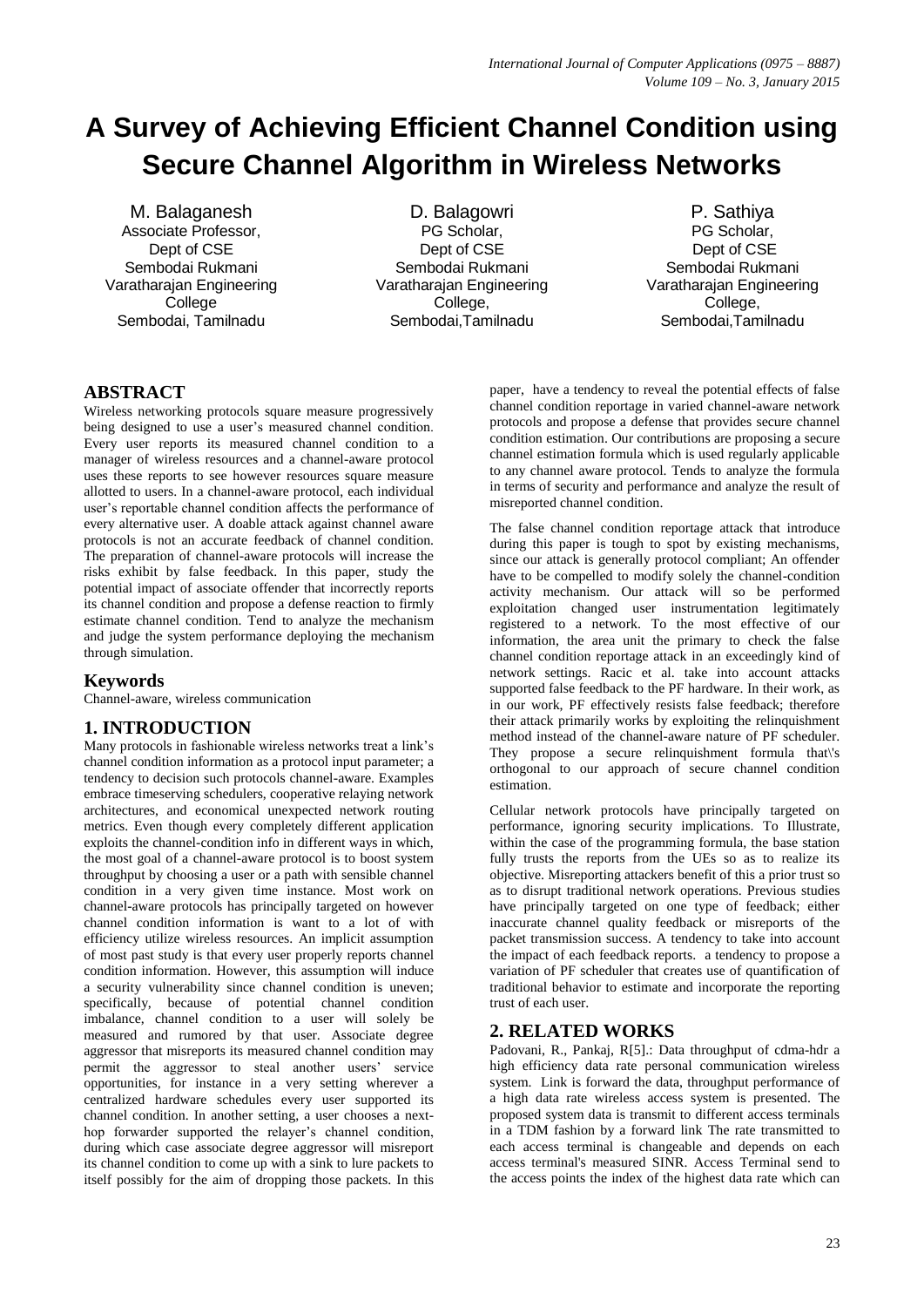# A Survey of Achieving Efficient Channel Condition using Secure Channel Algorithm in Wireless Networks

M. Balaganesh
Associate Professor,
Dept of CSE
Sembodai Rukmani Varatharajan Engineering College
Sembodai, Tamilnadu

D. Balagowri
PG Scholar,
Dept of CSE
Sembodai Rukmani Varatharajan Engineering College,
Sembodai,Tamilnadu

P. Sathiya
PG Scholar,
Dept of CSE
Sembodai Rukmani Varatharajan Engineering College,
Sembodai,Tamilnadu

## ABSTRACT

Wireless networking protocols square measure progressively being designed to use a user's measured channel condition. Every user reports its measured channel condition to a manager of wireless resources and a channel-aware protocol uses these reports to see however resources square measure allotted to users. In a channel-aware protocol, each individual user's reportable channel condition affects the performance of every alternative user. A doable attack against channel aware protocols is not an accurate feedback of channel condition. The preparation of channel-aware protocols will increase the risks exhibit by false feedback. In this paper, study the potential impact of associate offender that incorrectly reports its channel condition and propose a defense reaction to firmly estimate channel condition. Tend to analyze the mechanism and judge the system performance deploying the mechanism through simulation.

### Keywords

Channel-aware, wireless communication

## 1. INTRODUCTION

Many protocols in fashionable wireless networks treat a link's channel condition information as a protocol input parameter; a tendency to decision such protocols channel-aware. Examples embrace timeserving schedulers, cooperative relaying network architectures, and economical unexpected network routing metrics. Even though every completely different application exploits the channel-condition info in different ways in which, the most goal of a channel-aware protocol is to boost system throughput by choosing a user or a path with sensible channel condition in a very given time instance. Most work on channel-aware protocols has principally targeted on however channel condition information is want to a lot of with efficiency utilize wireless resources. An implicit assumption of most past study is that every user properly reports channel condition information. However, this assumption will induce a security vulnerability since channel condition is uneven; specifically, because of potential channel condition imbalance, channel condition to a user will solely be measured and rumored by that user. Associate degree aggressor that misreports its measured channel condition may permit the aggressor to steal another users' service opportunities, for instance in a very setting wherever a centralized hardware schedules every user supported its channel condition. In another setting, a user chooses a next-hop forwarder supported the relayer's channel condition, during which case associate degree aggressor will misreport its channel condition to come up with a sink to lure packets to itself possibly for the aim of dropping those packets. In this paper, have a tendency to reveal the potential effects of false channel condition reportage in varied channel-aware network protocols and propose a defense that provides secure channel condition estimation. Our contributions are proposing a secure channel estimation formula which is used regularly applicable to any channel aware protocol. Tends to analyze the formula in terms of security and performance and analyze the result of misreported channel condition.

The false channel condition reportage attack that introduce during this paper is tough to spot by existing mechanisms, since our attack is generally protocol compliant; An offender have to be compelled to modify solely the channel-condition activity mechanism. Our attack will so be performed exploitation changed user instrumentation legitimately registered to a network. To the most effective of our information, the area unit the primary to check the false channel condition reportage attack in an exceedingly kind of network settings. Racic et al. take into account attacks supported false feedback to the PF hardware. In their work, as in our work, PF effectively resists false feedback; therefore their attack primarily works by exploiting the relinquishment method instead of the channel-aware nature of PF scheduler. They propose a secure relinquishment formula that\'s orthogonal to our approach of secure channel condition estimation.

Cellular network protocols have principally targeted on performance, ignoring security implications. To Illustrate, within the case of the programming formula, the base station fully trusts the reports from the UEs so as to realize its objective. Misreporting attackers benefit of this a prior trust so as to disrupt traditional network operations. Previous studies have principally targeted on one type of feedback; either inaccurate channel quality feedback or misreports of the packet transmission success. A tendency to take into account the impact of each feedback reports. a tendency to propose a variation of PF scheduler that creates use of quantification of traditional behavior to estimate and incorporate the reporting trust of each user.

## 2. RELATED WORKS

Padovani, R., Pankaj, R[5].: Data throughput of cdma-hdr a high efficiency data rate personal communication wireless system. Link is forward the data, throughput performance of a high data rate wireless access system is presented. The proposed system data is transmit to different access terminals in a TDM fashion by a forward link The rate transmitted to each access terminal is changeable and depends on each access terminal's measured SINR. Access Terminal send to the access points the index of the highest data rate which can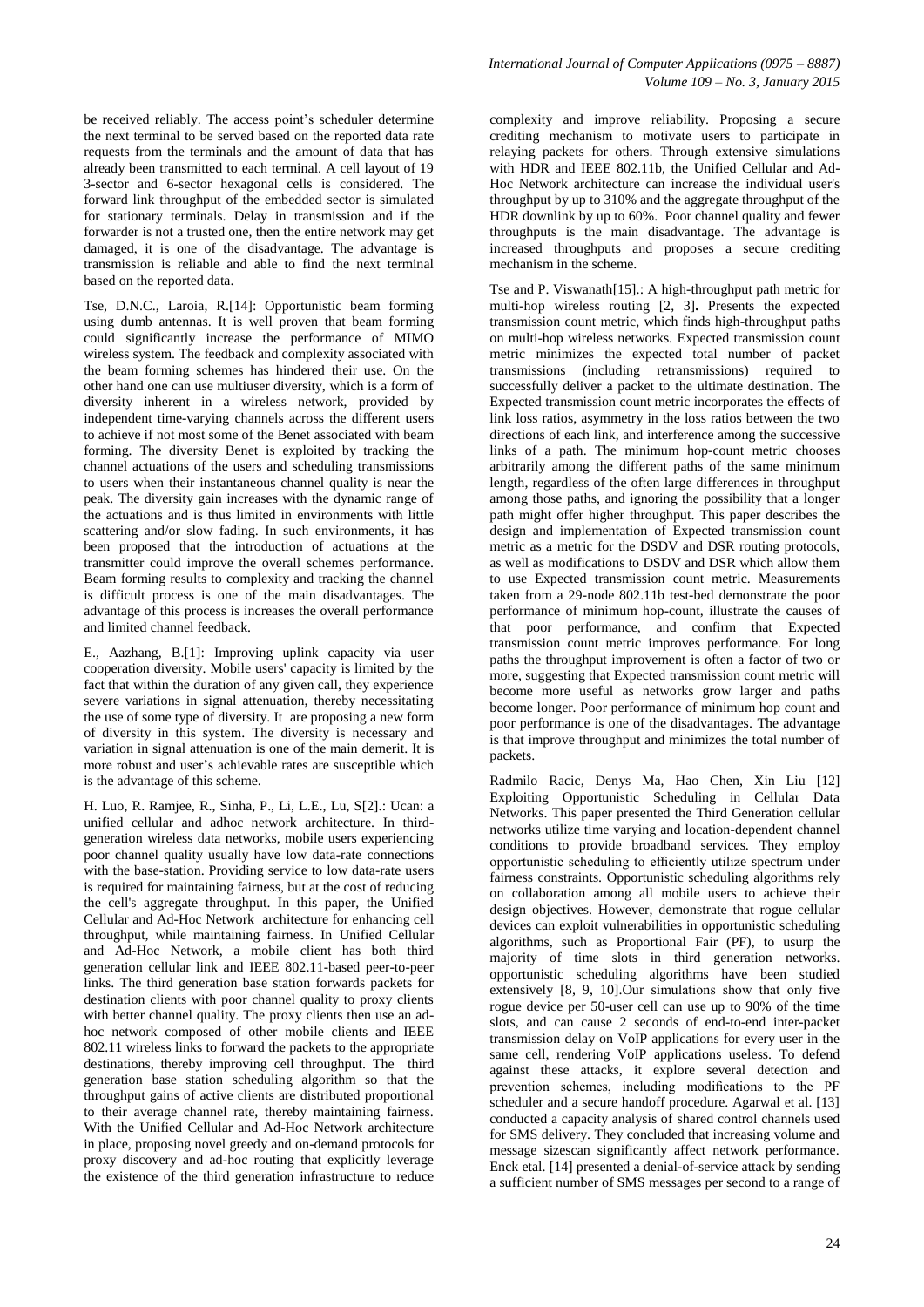be received reliably. The access point's scheduler determine the next terminal to be served based on the reported data rate requests from the terminals and the amount of data that has already been transmitted to each terminal. A cell layout of 19 3-sector and 6-sector hexagonal cells is considered. The forward link throughput of the embedded sector is simulated for stationary terminals. Delay in transmission and if the forwarder is not a trusted one, then the entire network may get damaged, it is one of the disadvantage. The advantage is transmission is reliable and able to find the next terminal based on the reported data.

Tse, D.N.C., Laroia, R.[14]: Opportunistic beam forming using dumb antennas. It is well proven that beam forming could significantly increase the performance of MIMO wireless system. The feedback and complexity associated with the beam forming schemes has hindered their use. On the other hand one can use multiuser diversity, which is a form of diversity inherent in a wireless network, provided by independent time-varying channels across the different users to achieve if not most some of the Benet associated with beam forming. The diversity Benet is exploited by tracking the channel actuations of the users and scheduling transmissions to users when their instantaneous channel quality is near the peak. The diversity gain increases with the dynamic range of the actuations and is thus limited in environments with little scattering and/or slow fading. In such environments, it has been proposed that the introduction of actuations at the transmitter could improve the overall schemes performance. Beam forming results to complexity and tracking the channel is difficult process is one of the main disadvantages. The advantage of this process is increases the overall performance and limited channel feedback.

E., Aazhang, B.[1]: Improving uplink capacity via user cooperation diversity. Mobile users' capacity is limited by the fact that within the duration of any given call, they experience severe variations in signal attenuation, thereby necessitating the use of some type of diversity. It are proposing a new form of diversity in this system. The diversity is necessary and variation in signal attenuation is one of the main demerit. It is more robust and user's achievable rates are susceptible which is the advantage of this scheme.

H. Luo, R. Ramjee, R., Sinha, P., Li, L.E., Lu, S[2].: Ucan: a unified cellular and adhoc network architecture. In third-generation wireless data networks, mobile users experiencing poor channel quality usually have low data-rate connections with the base-station. Providing service to low data-rate users is required for maintaining fairness, but at the cost of reducing the cell's aggregate throughput. In this paper, the Unified Cellular and Ad-Hoc Network architecture for enhancing cell throughput, while maintaining fairness. In Unified Cellular and Ad-Hoc Network, a mobile client has both third generation cellular link and IEEE 802.11-based peer-to-peer links. The third generation base station forwards packets for destination clients with poor channel quality to proxy clients with better channel quality. The proxy clients then use an ad-hoc network composed of other mobile clients and IEEE 802.11 wireless links to forward the packets to the appropriate destinations, thereby improving cell throughput. The third generation base station scheduling algorithm so that the throughput gains of active clients are distributed proportional to their average channel rate, thereby maintaining fairness. With the Unified Cellular and Ad-Hoc Network architecture in place, proposing novel greedy and on-demand protocols for proxy discovery and ad-hoc routing that explicitly leverage the existence of the third generation infrastructure to reduce complexity and improve reliability. Proposing a secure crediting mechanism to motivate users to participate in relaying packets for others. Through extensive simulations with HDR and IEEE 802.11b, the Unified Cellular and Ad-Hoc Network architecture can increase the individual user's throughput by up to 310% and the aggregate throughput of the HDR downlink by up to 60%. Poor channel quality and fewer throughputs is the main disadvantage. The advantage is increased throughputs and proposes a secure crediting mechanism in the scheme.

Tse and P. Viswanath[15].: A high-throughput path metric for multi-hop wireless routing [2, 3]**.** Presents the expected transmission count metric, which finds high-throughput paths on multi-hop wireless networks. Expected transmission count metric minimizes the expected total number of packet transmissions (including retransmissions) required to successfully deliver a packet to the ultimate destination. The Expected transmission count metric incorporates the effects of link loss ratios, asymmetry in the loss ratios between the two directions of each link, and interference among the successive links of a path. The minimum hop-count metric chooses arbitrarily among the different paths of the same minimum length, regardless of the often large differences in throughput among those paths, and ignoring the possibility that a longer path might offer higher throughput. This paper describes the design and implementation of Expected transmission count metric as a metric for the DSDV and DSR routing protocols, as well as modifications to DSDV and DSR which allow them to use Expected transmission count metric. Measurements taken from a 29-node 802.11b test-bed demonstrate the poor performance of minimum hop-count, illustrate the causes of that poor performance, and confirm that Expected transmission count metric improves performance. For long paths the throughput improvement is often a factor of two or more, suggesting that Expected transmission count metric will become more useful as networks grow larger and paths become longer. Poor performance of minimum hop count and poor performance is one of the disadvantages. The advantage is that improve throughput and minimizes the total number of packets.

Radmilo Racic, Denys Ma, Hao Chen, Xin Liu [12] Exploiting Opportunistic Scheduling in Cellular Data Networks. This paper presented the Third Generation cellular networks utilize time varying and location-dependent channel conditions to provide broadband services. They employ opportunistic scheduling to efficiently utilize spectrum under fairness constraints. Opportunistic scheduling algorithms rely on collaboration among all mobile users to achieve their design objectives. However, demonstrate that rogue cellular devices can exploit vulnerabilities in opportunistic scheduling algorithms, such as Proportional Fair (PF), to usurp the majority of time slots in third generation networks. opportunistic scheduling algorithms have been studied extensively [8, 9, 10].Our simulations show that only five rogue device per 50-user cell can use up to 90% of the time slots, and can cause 2 seconds of end-to-end inter-packet transmission delay on VoIP applications for every user in the same cell, rendering VoIP applications useless. To defend against these attacks, it explore several detection and prevention schemes, including modifications to the PF scheduler and a secure handoff procedure. Agarwal et al. [13] conducted a capacity analysis of shared control channels used for SMS delivery. They concluded that increasing volume and message sizescan significantly affect network performance. Enck etal. [14] presented a denial-of-service attack by sending a sufficient number of SMS messages per second to a range of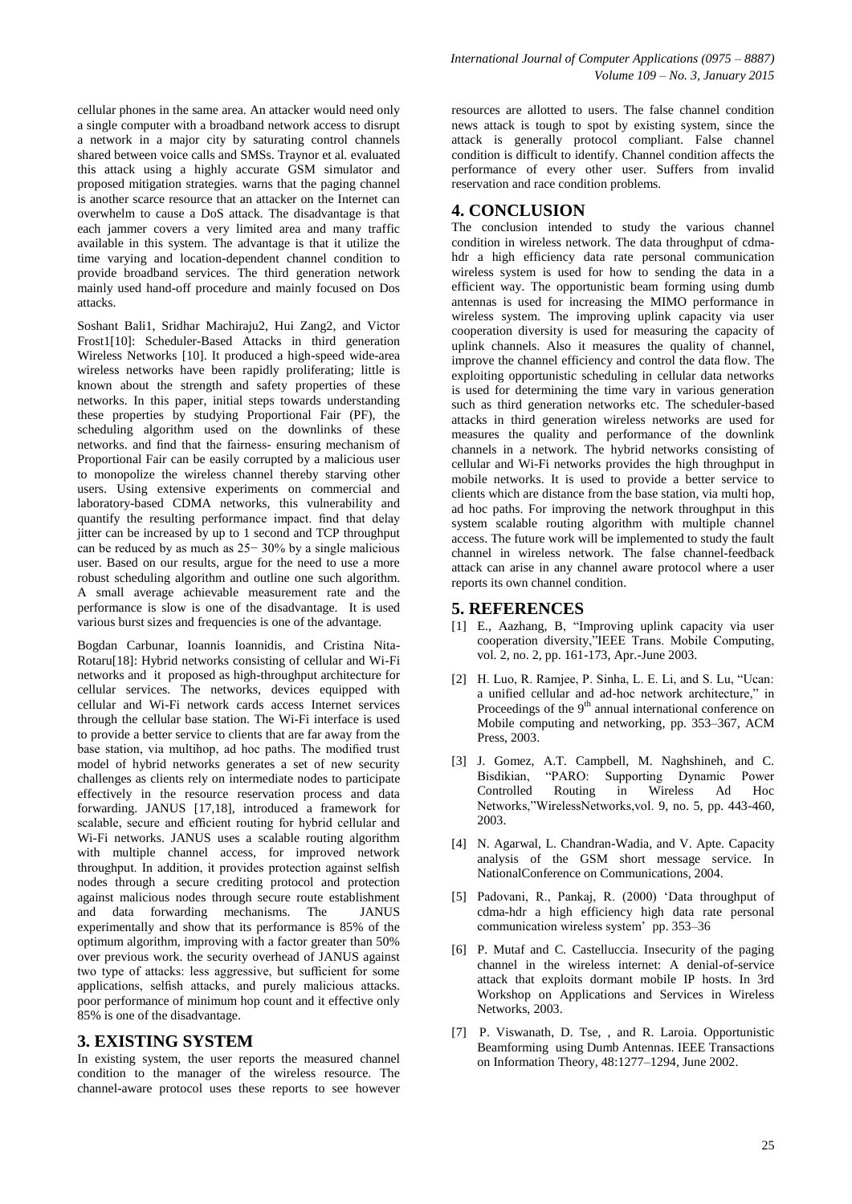cellular phones in the same area. An attacker would need only a single computer with a broadband network access to disrupt a network in a major city by saturating control channels shared between voice calls and SMSs. Traynor et al. evaluated this attack using a highly accurate GSM simulator and proposed mitigation strategies. warns that the paging channel is another scarce resource that an attacker on the Internet can overwhelm to cause a DoS attack. The disadvantage is that each jammer covers a very limited area and many traffic available in this system. The advantage is that it utilize the time varying and location-dependent channel condition to provide broadband services. The third generation network mainly used hand-off procedure and mainly focused on Dos attacks.

Soshant Bali1, Sridhar Machiraju2, Hui Zang2, and Victor Frost1[10]: Scheduler-Based Attacks in third generation Wireless Networks [10]. It produced a high-speed wide-area wireless networks have been rapidly proliferating; little is known about the strength and safety properties of these networks. In this paper, initial steps towards understanding these properties by studying Proportional Fair (PF), the scheduling algorithm used on the downlinks of these networks. and find that the fairness- ensuring mechanism of Proportional Fair can be easily corrupted by a malicious user to monopolize the wireless channel thereby starving other users. Using extensive experiments on commercial and laboratory-based CDMA networks, this vulnerability and quantify the resulting performance impact. find that delay jitter can be increased by up to 1 second and TCP throughput can be reduced by as much as 25− 30% by a single malicious user. Based on our results, argue for the need to use a more robust scheduling algorithm and outline one such algorithm. A small average achievable measurement rate and the performance is slow is one of the disadvantage. It is used various burst sizes and frequencies is one of the advantage.

Bogdan Carbunar, Ioannis Ioannidis, and Cristina Nita-Rotaru[18]: Hybrid networks consisting of cellular and Wi-Fi networks and it proposed as high-throughput architecture for cellular services. The networks, devices equipped with cellular and Wi-Fi network cards access Internet services through the cellular base station. The Wi-Fi interface is used to provide a better service to clients that are far away from the base station, via multihop, ad hoc paths. The modified trust model of hybrid networks generates a set of new security challenges as clients rely on intermediate nodes to participate effectively in the resource reservation process and data forwarding. JANUS [17,18], introduced a framework for scalable, secure and efficient routing for hybrid cellular and Wi-Fi networks. JANUS uses a scalable routing algorithm with multiple channel access, for improved network throughput. In addition, it provides protection against selfish nodes through a secure crediting protocol and protection against malicious nodes through secure route establishment and data forwarding mechanisms. The JANUS experimentally and show that its performance is 85% of the optimum algorithm, improving with a factor greater than 50% over previous work. the security overhead of JANUS against two type of attacks: less aggressive, but sufficient for some applications, selfish attacks, and purely malicious attacks. poor performance of minimum hop count and it effective only 85% is one of the disadvantage.

## 3. EXISTING SYSTEM

In existing system, the user reports the measured channel condition to the manager of the wireless resource. The channel-aware protocol uses these reports to see however resources are allotted to users. The false channel condition news attack is tough to spot by existing system, since the attack is generally protocol compliant. False channel condition is difficult to identify. Channel condition affects the performance of every other user. Suffers from invalid reservation and race condition problems.

## 4. CONCLUSION

The conclusion intended to study the various channel condition in wireless network. The data throughput of cdma-hdr a high efficiency data rate personal communication wireless system is used for how to sending the data in a efficient way. The opportunistic beam forming using dumb antennas is used for increasing the MIMO performance in wireless system. The improving uplink capacity via user cooperation diversity is used for measuring the capacity of uplink channels. Also it measures the quality of channel, improve the channel efficiency and control the data flow. The exploiting opportunistic scheduling in cellular data networks is used for determining the time vary in various generation such as third generation networks etc. The scheduler-based attacks in third generation wireless networks are used for measures the quality and performance of the downlink channels in a network. The hybrid networks consisting of cellular and Wi-Fi networks provides the high throughput in mobile networks. It is used to provide a better service to clients which are distance from the base station, via multi hop, ad hoc paths. For improving the network throughput in this system scalable routing algorithm with multiple channel access. The future work will be implemented to study the fault channel in wireless network. The false channel-feedback attack can arise in any channel aware protocol where a user reports its own channel condition.

## 5. REFERENCES

[1] E., Aazhang, B, "Improving uplink capacity via user cooperation diversity,"IEEE Trans. Mobile Computing, vol. 2, no. 2, pp. 161-173, Apr.-June 2003.

[2] H. Luo, R. Ramjee, P. Sinha, L. E. Li, and S. Lu, "Ucan: a unified cellular and ad-hoc network architecture," in Proceedings of the 9th annual international conference on Mobile computing and networking, pp. 353–367, ACM Press, 2003.

[3] J. Gomez, A.T. Campbell, M. Naghshineh, and C. Bisdikian, "PARO: Supporting Dynamic Power Controlled Routing in Wireless Ad Hoc Networks,"WirelessNetworks,vol. 9, no. 5, pp. 443-460, 2003.

[4] N. Agarwal, L. Chandran-Wadia, and V. Apte. Capacity analysis of the GSM short message service. In NationalConference on Communications, 2004.

[5] Padovani, R., Pankaj, R. (2000) 'Data throughput of cdma-hdr a high efficiency high data rate personal communication wireless system' pp. 353–36

[6] P. Mutaf and C. Castelluccia. Insecurity of the paging channel in the wireless internet: A denial-of-service attack that exploits dormant mobile IP hosts. In 3rd Workshop on Applications and Services in Wireless Networks, 2003.

[7] P. Viswanath, D. Tse, , and R. Laroia. Opportunistic Beamforming using Dumb Antennas. IEEE Transactions on Information Theory, 48:1277–1294, June 2002.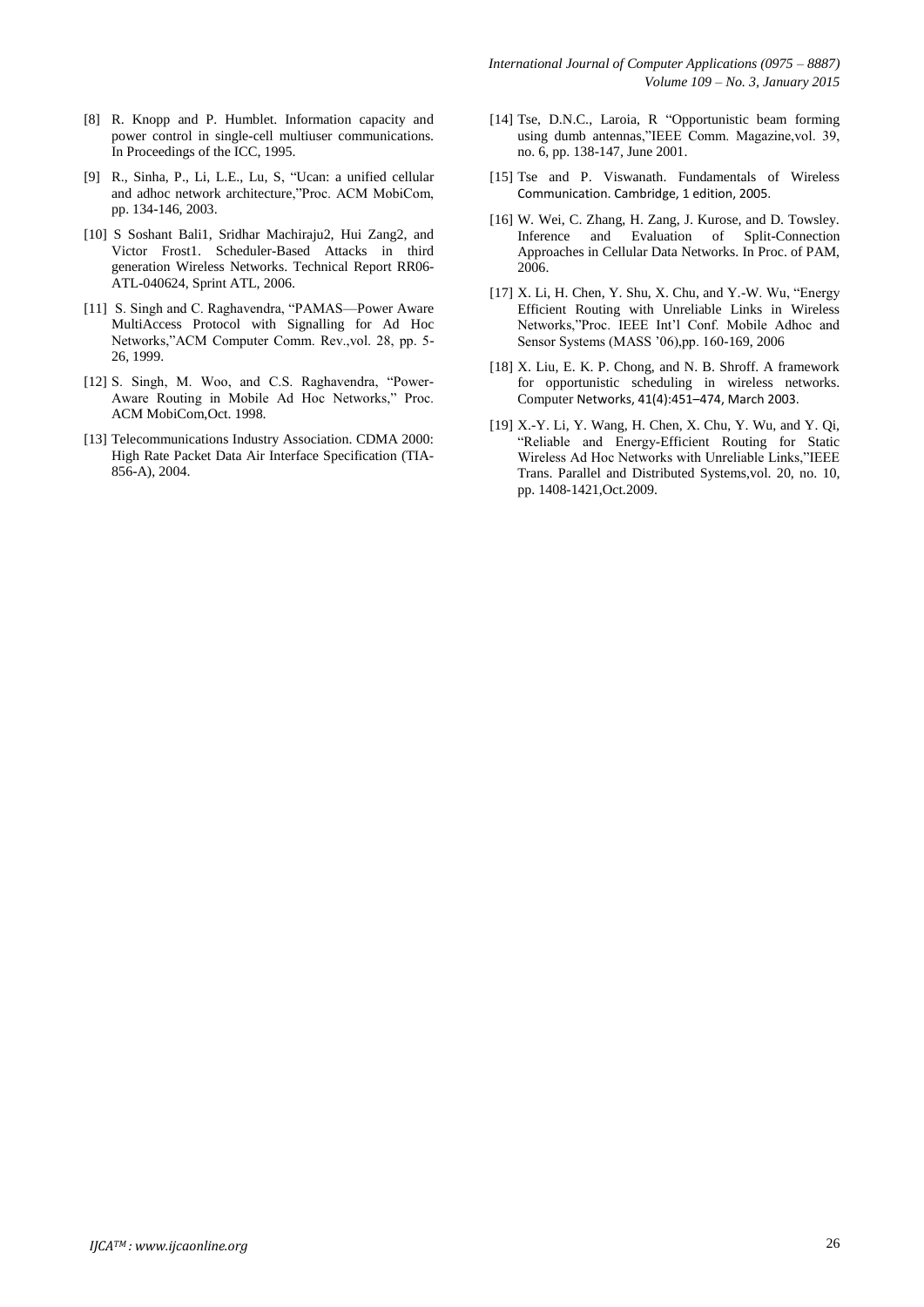[8] R. Knopp and P. Humblet. Information capacity and power control in single-cell multiuser communications. In Proceedings of the ICC, 1995.

[9] R., Sinha, P., Li, L.E., Lu, S, "Ucan: a unified cellular and adhoc network architecture,"Proc. ACM MobiCom, pp. 134-146, 2003.

[10] S Soshant Bali1, Sridhar Machiraju2, Hui Zang2, and Victor Frost1. Scheduler-Based Attacks in third generation Wireless Networks. Technical Report RR06-ATL-040624, Sprint ATL, 2006.

[11] S. Singh and C. Raghavendra, "PAMAS—Power Aware MultiAccess Protocol with Signalling for Ad Hoc Networks,"ACM Computer Comm. Rev.,vol. 28, pp. 5-26, 1999.

[12] S. Singh, M. Woo, and C.S. Raghavendra, "Power-Aware Routing in Mobile Ad Hoc Networks," Proc. ACM MobiCom,Oct. 1998.

[13] Telecommunications Industry Association. CDMA 2000: High Rate Packet Data Air Interface Specification (TIA-856-A), 2004.

[14] Tse, D.N.C., Laroia, R "Opportunistic beam forming using dumb antennas,"IEEE Comm. Magazine,vol. 39, no. 6, pp. 138-147, June 2001.

[15] Tse and P. Viswanath. Fundamentals of Wireless Communication. Cambridge, 1 edition, 2005.

[16] W. Wei, C. Zhang, H. Zang, J. Kurose, and D. Towsley. Inference and Evaluation of Split-Connection Approaches in Cellular Data Networks. In Proc. of PAM, 2006.

[17] X. Li, H. Chen, Y. Shu, X. Chu, and Y.-W. Wu, "Energy Efficient Routing with Unreliable Links in Wireless Networks,"Proc. IEEE Int'l Conf. Mobile Adhoc and Sensor Systems (MASS '06),pp. 160-169, 2006

[18] X. Liu, E. K. P. Chong, and N. B. Shroff. A framework for opportunistic scheduling in wireless networks. Computer Networks, 41(4):451–474, March 2003.

[19] X.-Y. Li, Y. Wang, H. Chen, X. Chu, Y. Wu, and Y. Qi, "Reliable and Energy-Efficient Routing for Static Wireless Ad Hoc Networks with Unreliable Links,"IEEE Trans. Parallel and Distributed Systems,vol. 20, no. 10, pp. 1408-1421,Oct.2009.